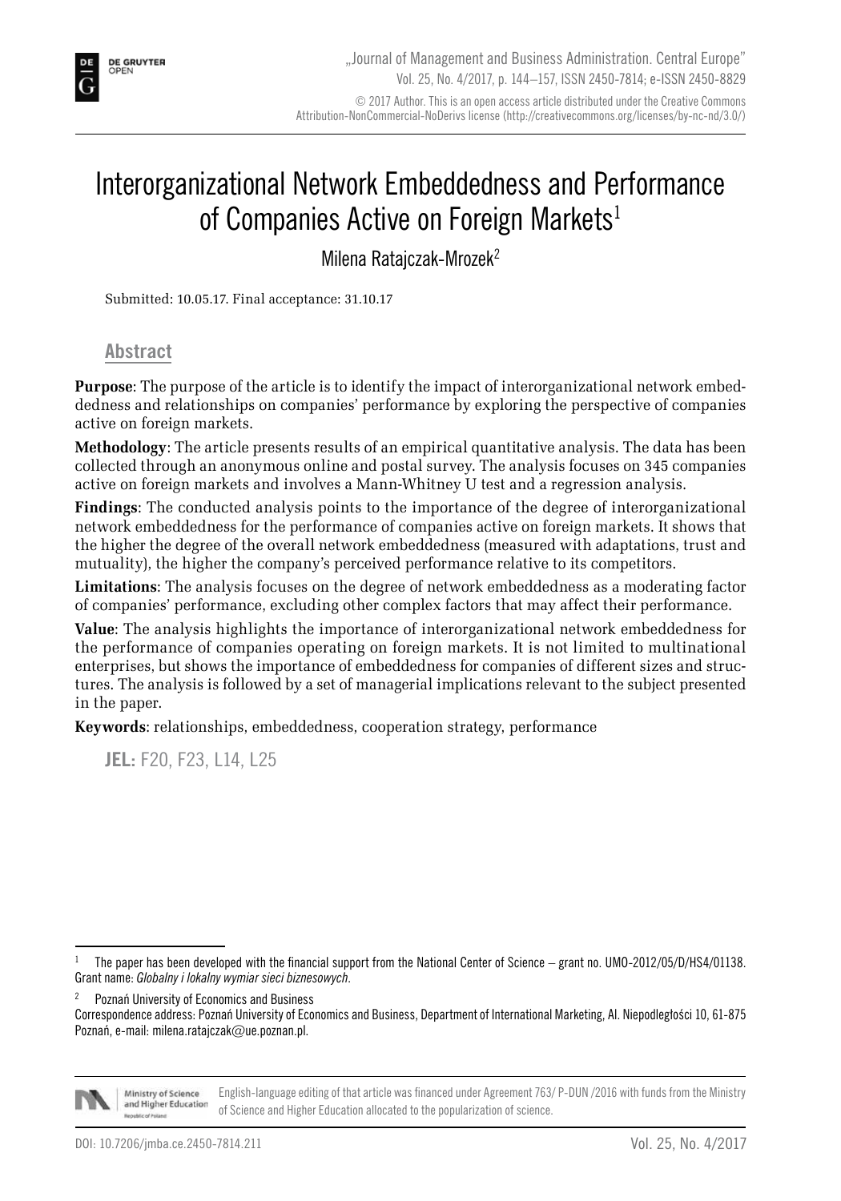# Interorganizational Network Embeddedness and Performance of Companies Active on Foreign Markets[1]

Milena Ratajczak-Mrozek[2]

Submitted: 10.05.17. Final acceptance: 31.10.17

## Abstract

**Purpose**: The purpose of the article is to identify the impact of interorganizational network embeddedness and relationships on companies' performance by exploring the perspective of companies active on foreign markets.

**Methodology**: The article presents results of an empirical quantitative analysis. The data has been collected through an anonymous online and postal survey. The analysis focuses on 345 companies active on foreign markets and involves a Mann-Whitney U test and a regression analysis.

**Findings**: The conducted analysis points to the importance of the degree of interorganizational network embeddedness for the performance of companies active on foreign markets. It shows that the higher the degree of the overall network embeddedness (measured with adaptations, trust and mutuality), the higher the company's perceived performance relative to its competitors.

**Limitations**: The analysis focuses on the degree of network embeddedness as a moderating factor of companies' performance, excluding other complex factors that may affect their performance.

**Value**: The analysis highlights the importance of interorganizational network embeddedness for the performance of companies operating on foreign markets. It is not limited to multinational enterprises, but shows the importance of embeddedness for companies of different sizes and structures. The analysis is followed by a set of managerial implications relevant to the subject presented in the paper.

**Keywords**: relationships, embeddedness, cooperation strategy, performance

**JEL:** F20, F23, L14, L25

---

[1] The paper has been developed with the financial support from the National Center of Science – grant no. UMO-2012/05/D/HS4/01138. Grant name: *Globalny i lokalny wymiar sieci biznesowych*.

[2] Poznań University of Economics and Business

Correspondence address: Poznań University of Economics and Business, Department of International Marketing, Al. Niepodległości 10, 61-875 Poznań, e-mail: milena.ratajczak@ue.poznan.pl.

English-language editing of that article was financed under Agreement 763/ P-DUN /2016 with funds from the Ministry of Science and Higher Education allocated to the popularization of science.

DOI: 10.7206/jmba.ce.2450-7814.211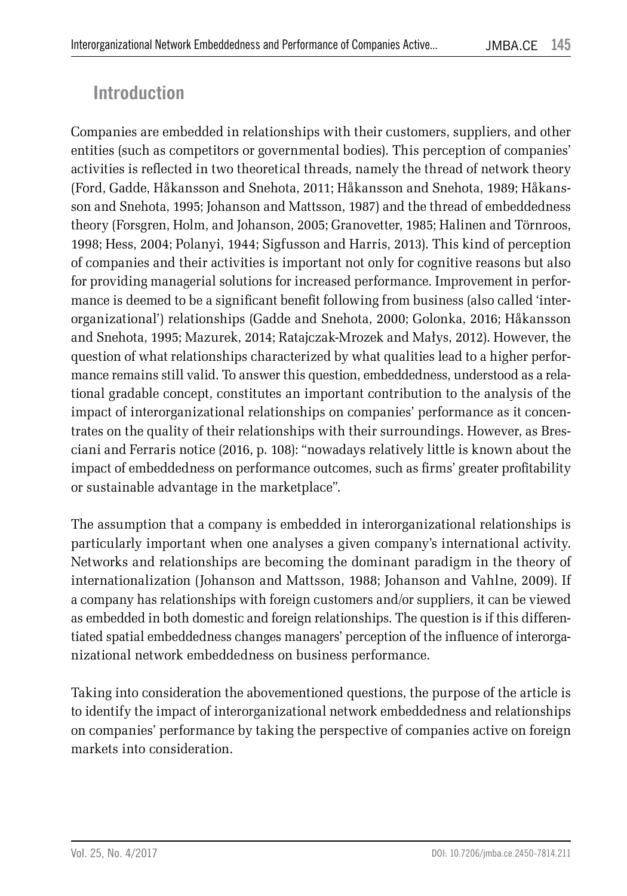## Introduction

Companies are embedded in relationships with their customers, suppliers, and other entities (such as competitors or governmental bodies). This perception of companies' activities is reflected in two theoretical threads, namely the thread of network theory (Ford, Gadde, Håkansson and Snehota, 2011; Håkansson and Snehota, 1989; Håkansson and Snehota, 1995; Johanson and Mattsson, 1987) and the thread of embeddedness theory (Forsgren, Holm, and Johanson, 2005; Granovetter, 1985; Halinen and Törnroos, 1998; Hess, 2004; Polanyi, 1944; Sigfusson and Harris, 2013). This kind of perception of companies and their activities is important not only for cognitive reasons but also for providing managerial solutions for increased performance. Improvement in performance is deemed to be a significant benefit following from business (also called 'interorganizational') relationships (Gadde and Snehota, 2000; Golonka, 2016; Håkansson and Snehota, 1995; Mazurek, 2014; Ratajczak-Mrozek and Małys, 2012). However, the question of what relationships characterized by what qualities lead to a higher performance remains still valid. To answer this question, embeddedness, understood as a relational gradable concept, constitutes an important contribution to the analysis of the impact of interorganizational relationships on companies' performance as it concentrates on the quality of their relationships with their surroundings. However, as Bresciani and Ferraris notice (2016, p. 108): "nowadays relatively little is known about the impact of embeddedness on performance outcomes, such as firms' greater profitability or sustainable advantage in the marketplace".

The assumption that a company is embedded in interorganizational relationships is particularly important when one analyses a given company's international activity. Networks and relationships are becoming the dominant paradigm in the theory of internationalization (Johanson and Mattsson, 1988; Johanson and Vahlne, 2009). If a company has relationships with foreign customers and/or suppliers, it can be viewed as embedded in both domestic and foreign relationships. The question is if this differentiated spatial embeddedness changes managers' perception of the influence of interorganizational network embeddedness on business performance.

Taking into consideration the abovementioned questions, the purpose of the article is to identify the impact of interorganizational network embeddedness and relationships on companies' performance by taking the perspective of companies active on foreign markets into consideration.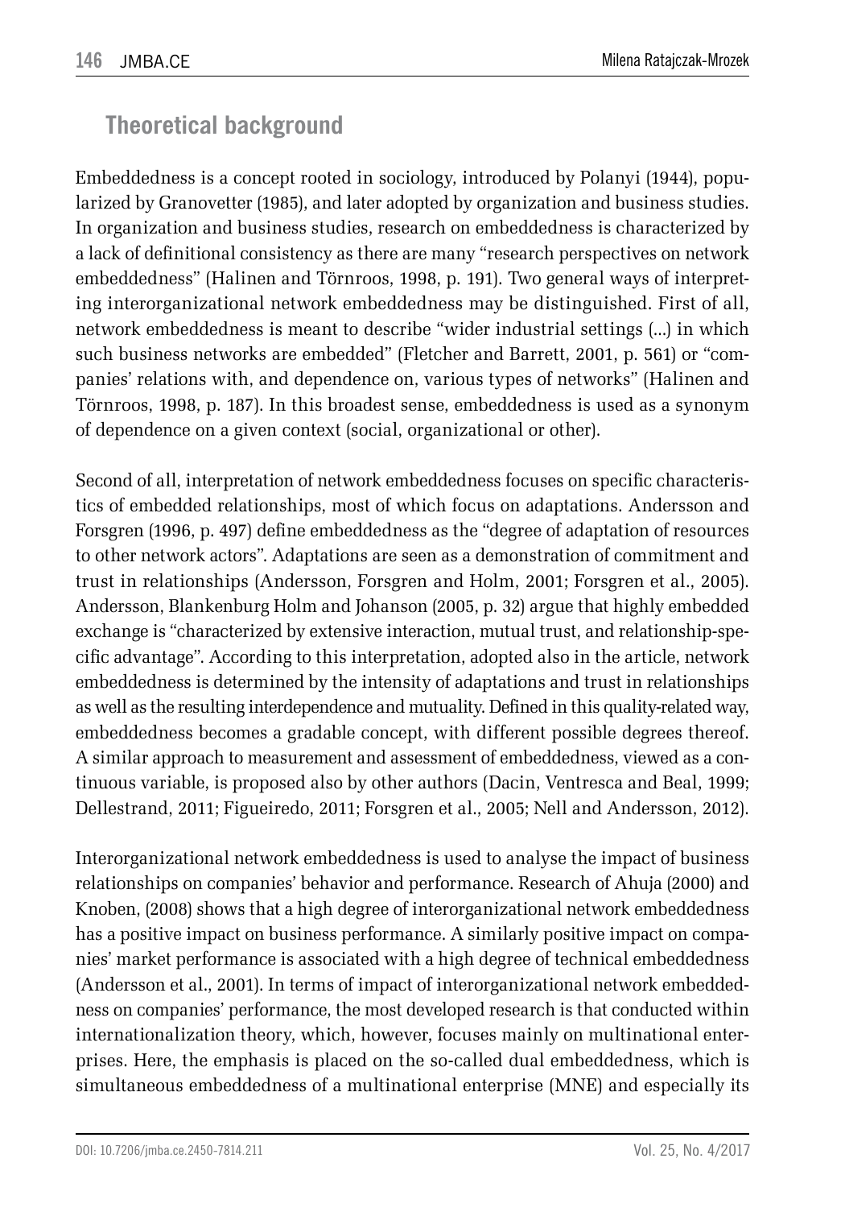## Theoretical background

Embeddedness is a concept rooted in sociology, introduced by Polanyi (1944), popularized by Granovetter (1985), and later adopted by organization and business studies. In organization and business studies, research on embeddedness is characterized by a lack of definitional consistency as there are many "research perspectives on network embeddedness" (Halinen and Törnroos, 1998, p. 191). Two general ways of interpreting interorganizational network embeddedness may be distinguished. First of all, network embeddedness is meant to describe "wider industrial settings (...) in which such business networks are embedded" (Fletcher and Barrett, 2001, p. 561) or "companies' relations with, and dependence on, various types of networks" (Halinen and Törnroos, 1998, p. 187). In this broadest sense, embeddedness is used as a synonym of dependence on a given context (social, organizational or other).

Second of all, interpretation of network embeddedness focuses on specific characteristics of embedded relationships, most of which focus on adaptations. Andersson and Forsgren (1996, p. 497) define embeddedness as the "degree of adaptation of resources to other network actors". Adaptations are seen as a demonstration of commitment and trust in relationships (Andersson, Forsgren and Holm, 2001; Forsgren et al., 2005). Andersson, Blankenburg Holm and Johanson (2005, p. 32) argue that highly embedded exchange is "characterized by extensive interaction, mutual trust, and relationship-specific advantage". According to this interpretation, adopted also in the article, network embeddedness is determined by the intensity of adaptations and trust in relationships as well as the resulting interdependence and mutuality. Defined in this quality-related way, embeddedness becomes a gradable concept, with different possible degrees thereof. A similar approach to measurement and assessment of embeddedness, viewed as a continuous variable, is proposed also by other authors (Dacin, Ventresca and Beal, 1999; Dellestrand, 2011; Figueiredo, 2011; Forsgren et al., 2005; Nell and Andersson, 2012).

Interorganizational network embeddedness is used to analyse the impact of business relationships on companies' behavior and performance. Research of Ahuja (2000) and Knoben, (2008) shows that a high degree of interorganizational network embeddedness has a positive impact on business performance. A similarly positive impact on companies' market performance is associated with a high degree of technical embeddedness (Andersson et al., 2001). In terms of impact of interorganizational network embeddedness on companies' performance, the most developed research is that conducted within internationalization theory, which, however, focuses mainly on multinational enterprises. Here, the emphasis is placed on the so-called dual embeddedness, which is simultaneous embeddedness of a multinational enterprise (MNE) and especially its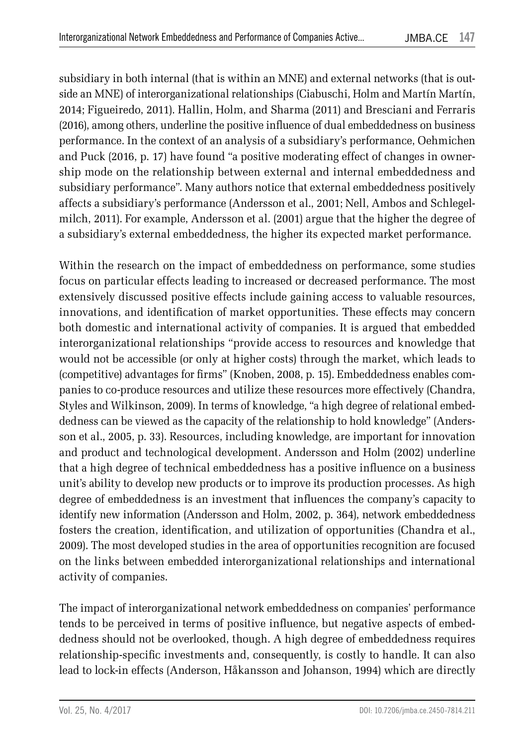subsidiary in both internal (that is within an MNE) and external networks (that is outside an MNE) of interorganizational relationships (Ciabuschi, Holm and Martín Martín, 2014; Figueiredo, 2011). Hallin, Holm, and Sharma (2011) and Bresciani and Ferraris (2016), among others, underline the positive influence of dual embeddedness on business performance. In the context of an analysis of a subsidiary's performance, Oehmichen and Puck (2016, p. 17) have found "a positive moderating effect of changes in ownership mode on the relationship between external and internal embeddedness and subsidiary performance". Many authors notice that external embeddedness positively affects a subsidiary's performance (Andersson et al., 2001; Nell, Ambos and Schlegelmilch, 2011). For example, Andersson et al. (2001) argue that the higher the degree of a subsidiary's external embeddedness, the higher its expected market performance.

Within the research on the impact of embeddedness on performance, some studies focus on particular effects leading to increased or decreased performance. The most extensively discussed positive effects include gaining access to valuable resources, innovations, and identification of market opportunities. These effects may concern both domestic and international activity of companies. It is argued that embedded interorganizational relationships "provide access to resources and knowledge that would not be accessible (or only at higher costs) through the market, which leads to (competitive) advantages for firms" (Knoben, 2008, p. 15). Embeddedness enables companies to co-produce resources and utilize these resources more effectively (Chandra, Styles and Wilkinson, 2009). In terms of knowledge, "a high degree of relational embeddedness can be viewed as the capacity of the relationship to hold knowledge" (Andersson et al., 2005, p. 33). Resources, including knowledge, are important for innovation and product and technological development. Andersson and Holm (2002) underline that a high degree of technical embeddedness has a positive influence on a business unit's ability to develop new products or to improve its production processes. As high degree of embeddedness is an investment that influences the company's capacity to identify new information (Andersson and Holm, 2002, p. 364), network embeddedness fosters the creation, identification, and utilization of opportunities (Chandra et al., 2009). The most developed studies in the area of opportunities recognition are focused on the links between embedded interorganizational relationships and international activity of companies.

The impact of interorganizational network embeddedness on companies' performance tends to be perceived in terms of positive influence, but negative aspects of embeddedness should not be overlooked, though. A high degree of embeddedness requires relationship-specific investments and, consequently, is costly to handle. It can also lead to lock-in effects (Anderson, Håkansson and Johanson, 1994) which are directly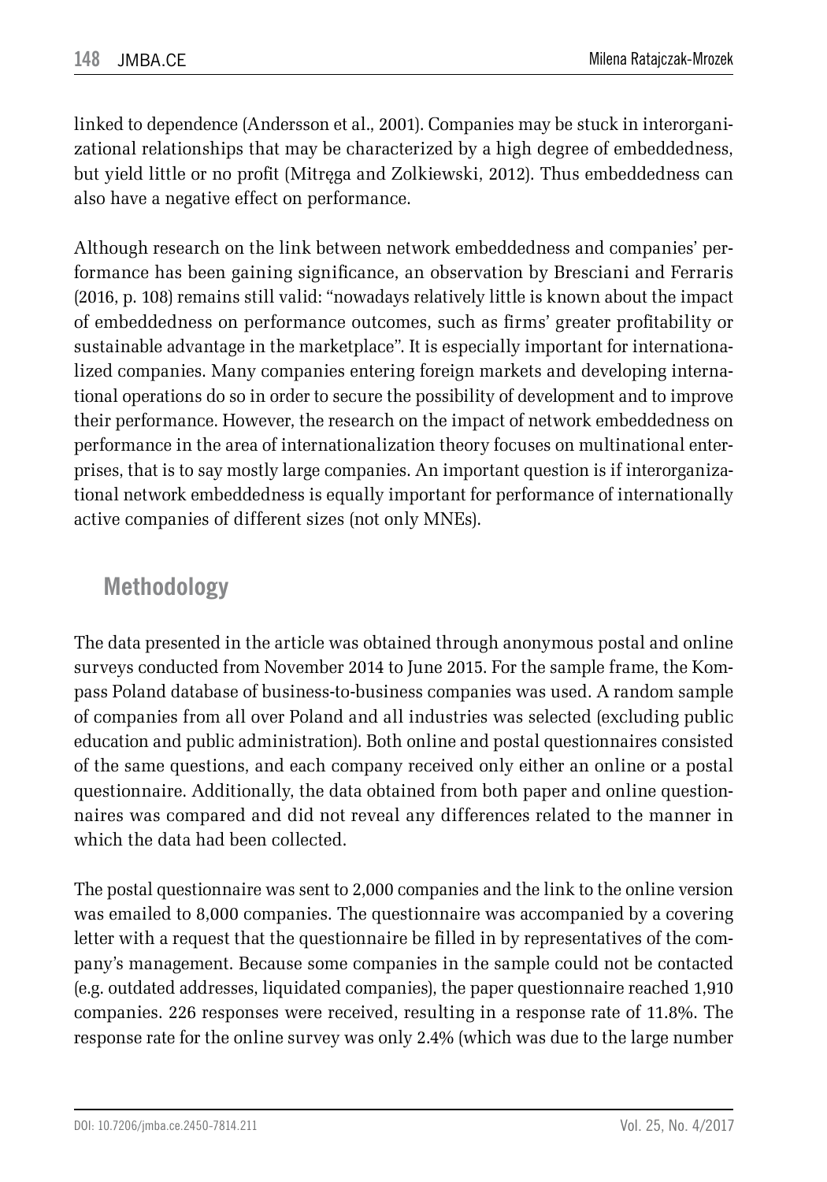linked to dependence (Andersson et al., 2001). Companies may be stuck in interorganizational relationships that may be characterized by a high degree of embeddedness, but yield little or no profit (Mitręga and Zolkiewski, 2012). Thus embeddedness can also have a negative effect on performance.

Although research on the link between network embeddedness and companies' performance has been gaining significance, an observation by Bresciani and Ferraris (2016, p. 108) remains still valid: "nowadays relatively little is known about the impact of embeddedness on performance outcomes, such as firms' greater profitability or sustainable advantage in the marketplace". It is especially important for internationalized companies. Many companies entering foreign markets and developing international operations do so in order to secure the possibility of development and to improve their performance. However, the research on the impact of network embeddedness on performance in the area of internationalization theory focuses on multinational enterprises, that is to say mostly large companies. An important question is if interorganizational network embeddedness is equally important for performance of internationally active companies of different sizes (not only MNEs).

## Methodology

The data presented in the article was obtained through anonymous postal and online surveys conducted from November 2014 to June 2015. For the sample frame, the Kompass Poland database of business-to-business companies was used. A random sample of companies from all over Poland and all industries was selected (excluding public education and public administration). Both online and postal questionnaires consisted of the same questions, and each company received only either an online or a postal questionnaire. Additionally, the data obtained from both paper and online questionnaires was compared and did not reveal any differences related to the manner in which the data had been collected.

The postal questionnaire was sent to 2,000 companies and the link to the online version was emailed to 8,000 companies. The questionnaire was accompanied by a covering letter with a request that the questionnaire be filled in by representatives of the company's management. Because some companies in the sample could not be contacted (e.g. outdated addresses, liquidated companies), the paper questionnaire reached 1,910 companies. 226 responses were received, resulting in a response rate of 11.8%. The response rate for the online survey was only 2.4% (which was due to the large number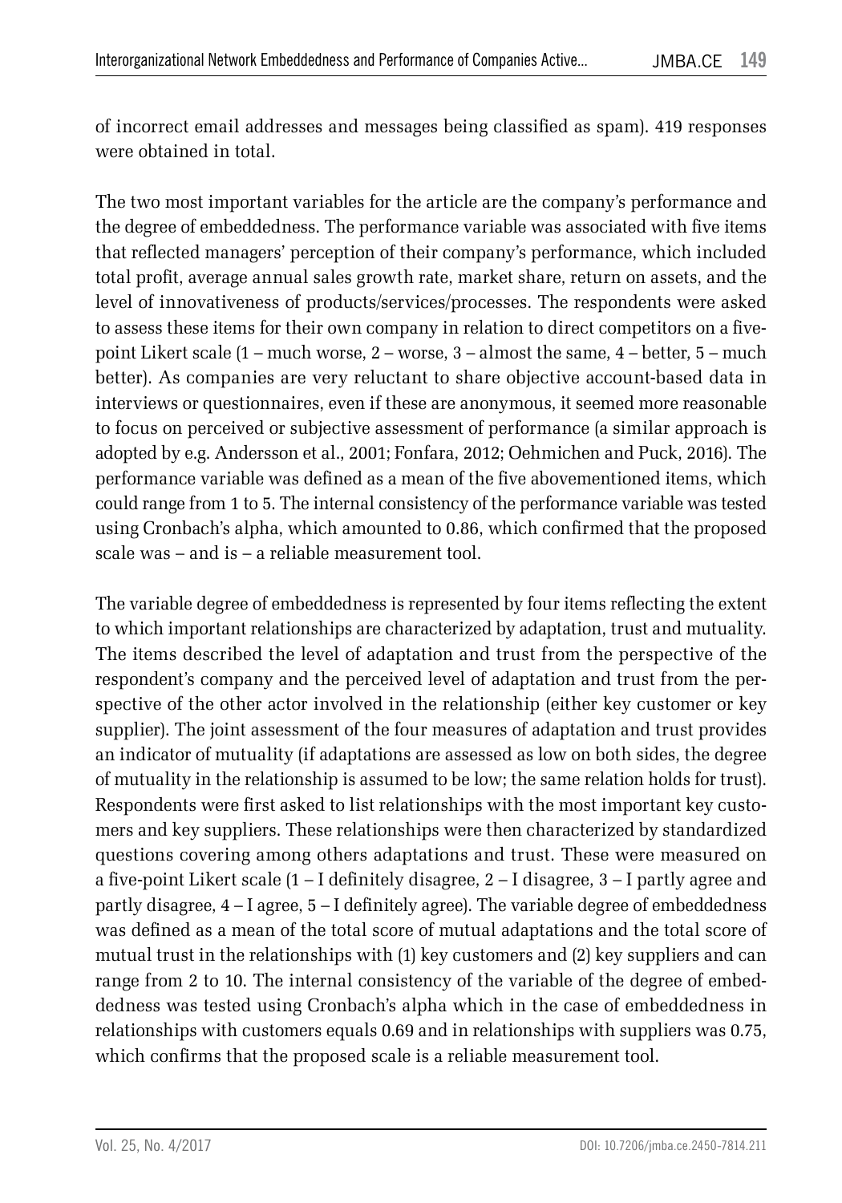of incorrect email addresses and messages being classified as spam). 419 responses were obtained in total.

The two most important variables for the article are the company's performance and the degree of embeddedness. The performance variable was associated with five items that reflected managers' perception of their company's performance, which included total profit, average annual sales growth rate, market share, return on assets, and the level of innovativeness of products/services/processes. The respondents were asked to assess these items for their own company in relation to direct competitors on a five-point Likert scale (1 – much worse, 2 – worse, 3 – almost the same, 4 – better, 5 – much better). As companies are very reluctant to share objective account-based data in interviews or questionnaires, even if these are anonymous, it seemed more reasonable to focus on perceived or subjective assessment of performance (a similar approach is adopted by e.g. Andersson et al., 2001; Fonfara, 2012; Oehmichen and Puck, 2016). The performance variable was defined as a mean of the five abovementioned items, which could range from 1 to 5. The internal consistency of the performance variable was tested using Cronbach's alpha, which amounted to 0.86, which confirmed that the proposed scale was – and is – a reliable measurement tool.

The variable degree of embeddedness is represented by four items reflecting the extent to which important relationships are characterized by adaptation, trust and mutuality. The items described the level of adaptation and trust from the perspective of the respondent's company and the perceived level of adaptation and trust from the perspective of the other actor involved in the relationship (either key customer or key supplier). The joint assessment of the four measures of adaptation and trust provides an indicator of mutuality (if adaptations are assessed as low on both sides, the degree of mutuality in the relationship is assumed to be low; the same relation holds for trust). Respondents were first asked to list relationships with the most important key customers and key suppliers. These relationships were then characterized by standardized questions covering among others adaptations and trust. These were measured on a five-point Likert scale (1 – I definitely disagree, 2 – I disagree, 3 – I partly agree and partly disagree, 4 – I agree, 5 – I definitely agree). The variable degree of embeddedness was defined as a mean of the total score of mutual adaptations and the total score of mutual trust in the relationships with (1) key customers and (2) key suppliers and can range from 2 to 10. The internal consistency of the variable of the degree of embeddedness was tested using Cronbach's alpha which in the case of embeddedness in relationships with customers equals 0.69 and in relationships with suppliers was 0.75, which confirms that the proposed scale is a reliable measurement tool.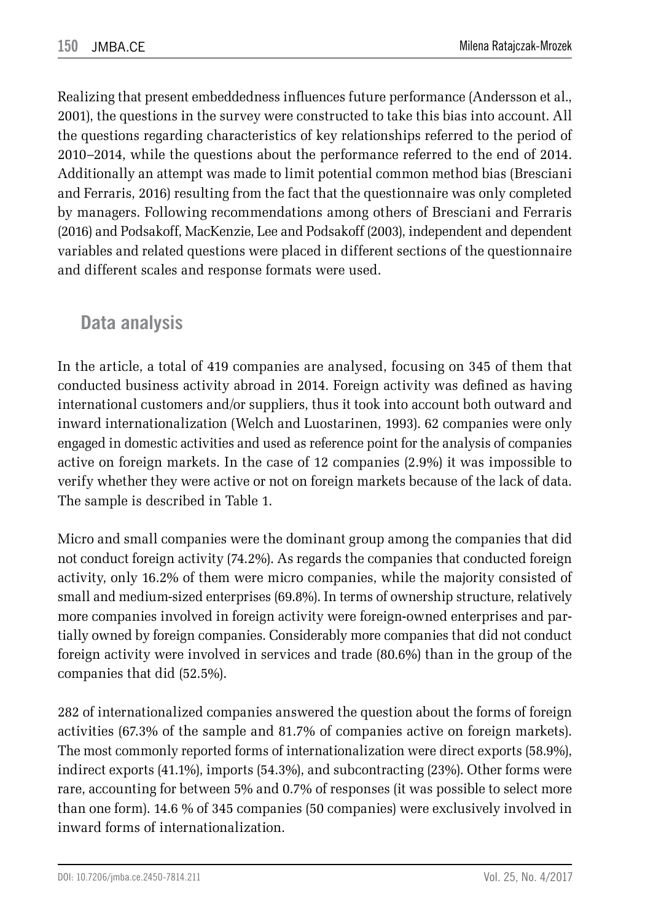Realizing that present embeddedness influences future performance (Andersson et al., 2001), the questions in the survey were constructed to take this bias into account. All the questions regarding characteristics of key relationships referred to the period of 2010–2014, while the questions about the performance referred to the end of 2014. Additionally an attempt was made to limit potential common method bias (Bresciani and Ferraris, 2016) resulting from the fact that the questionnaire was only completed by managers. Following recommendations among others of Bresciani and Ferraris (2016) and Podsakoff, MacKenzie, Lee and Podsakoff (2003), independent and dependent variables and related questions were placed in different sections of the questionnaire and different scales and response formats were used.

## Data analysis

In the article, a total of 419 companies are analysed, focusing on 345 of them that conducted business activity abroad in 2014. Foreign activity was defined as having international customers and/or suppliers, thus it took into account both outward and inward internationalization (Welch and Luostarinen, 1993). 62 companies were only engaged in domestic activities and used as reference point for the analysis of companies active on foreign markets. In the case of 12 companies (2.9%) it was impossible to verify whether they were active or not on foreign markets because of the lack of data. The sample is described in Table 1.

Micro and small companies were the dominant group among the companies that did not conduct foreign activity (74.2%). As regards the companies that conducted foreign activity, only 16.2% of them were micro companies, while the majority consisted of small and medium-sized enterprises (69.8%). In terms of ownership structure, relatively more companies involved in foreign activity were foreign-owned enterprises and partially owned by foreign companies. Considerably more companies that did not conduct foreign activity were involved in services and trade (80.6%) than in the group of the companies that did (52.5%).

282 of internationalized companies answered the question about the forms of foreign activities (67.3% of the sample and 81.7% of companies active on foreign markets). The most commonly reported forms of internationalization were direct exports (58.9%), indirect exports (41.1%), imports (54.3%), and subcontracting (23%). Other forms were rare, accounting for between 5% and 0.7% of responses (it was possible to select more than one form). 14.6 % of 345 companies (50 companies) were exclusively involved in inward forms of internationalization.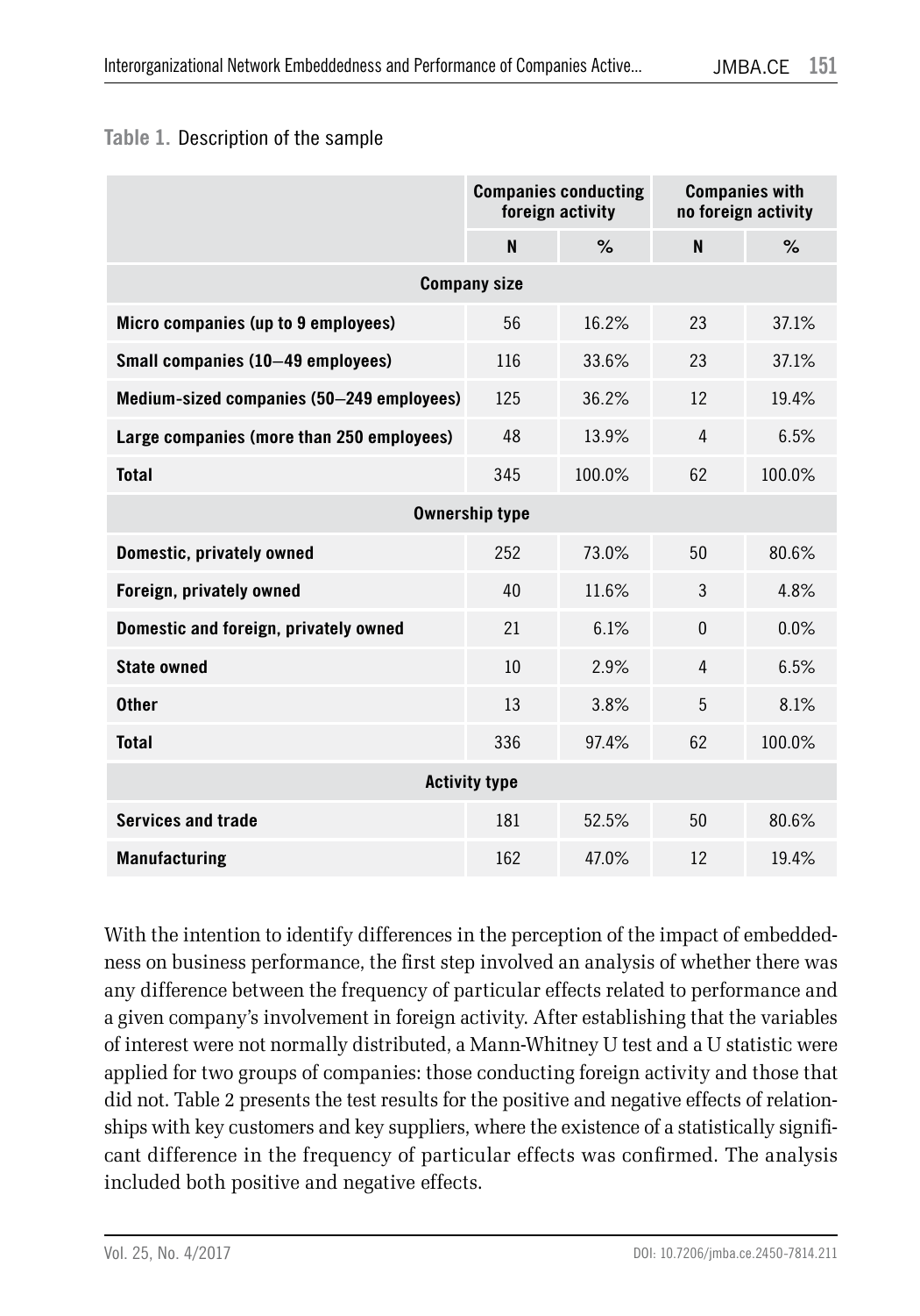**Table 1.** Description of the sample

| | Companies conducting foreign activity | | Companies with no foreign activity | |
|---|---|---|---|---|
| | N | % | N | % |
| **Company size** | | | | |
| **Micro companies (up to 9 employees)** | 56 | 16.2% | 23 | 37.1% |
| **Small companies (10–49 employees)** | 116 | 33.6% | 23 | 37.1% |
| **Medium-sized companies (50–249 employees)** | 125 | 36.2% | 12 | 19.4% |
| **Large companies (more than 250 employees)** | 48 | 13.9% | 4 | 6.5% |
| **Total** | 345 | 100.0% | 62 | 100.0% |
| **Ownership type** | | | | |
| **Domestic, privately owned** | 252 | 73.0% | 50 | 80.6% |
| **Foreign, privately owned** | 40 | 11.6% | 3 | 4.8% |
| **Domestic and foreign, privately owned** | 21 | 6.1% | 0 | 0.0% |
| **State owned** | 10 | 2.9% | 4 | 6.5% |
| **Other** | 13 | 3.8% | 5 | 8.1% |
| **Total** | 336 | 97.4% | 62 | 100.0% |
| **Activity type** | | | | |
| **Services and trade** | 181 | 52.5% | 50 | 80.6% |
| **Manufacturing** | 162 | 47.0% | 12 | 19.4% |

With the intention to identify differences in the perception of the impact of embeddedness on business performance, the first step involved an analysis of whether there was any difference between the frequency of particular effects related to performance and a given company's involvement in foreign activity. After establishing that the variables of interest were not normally distributed, a Mann-Whitney U test and a U statistic were applied for two groups of companies: those conducting foreign activity and those that did not. Table 2 presents the test results for the positive and negative effects of relationships with key customers and key suppliers, where the existence of a statistically significant difference in the frequency of particular effects was confirmed. The analysis included both positive and negative effects.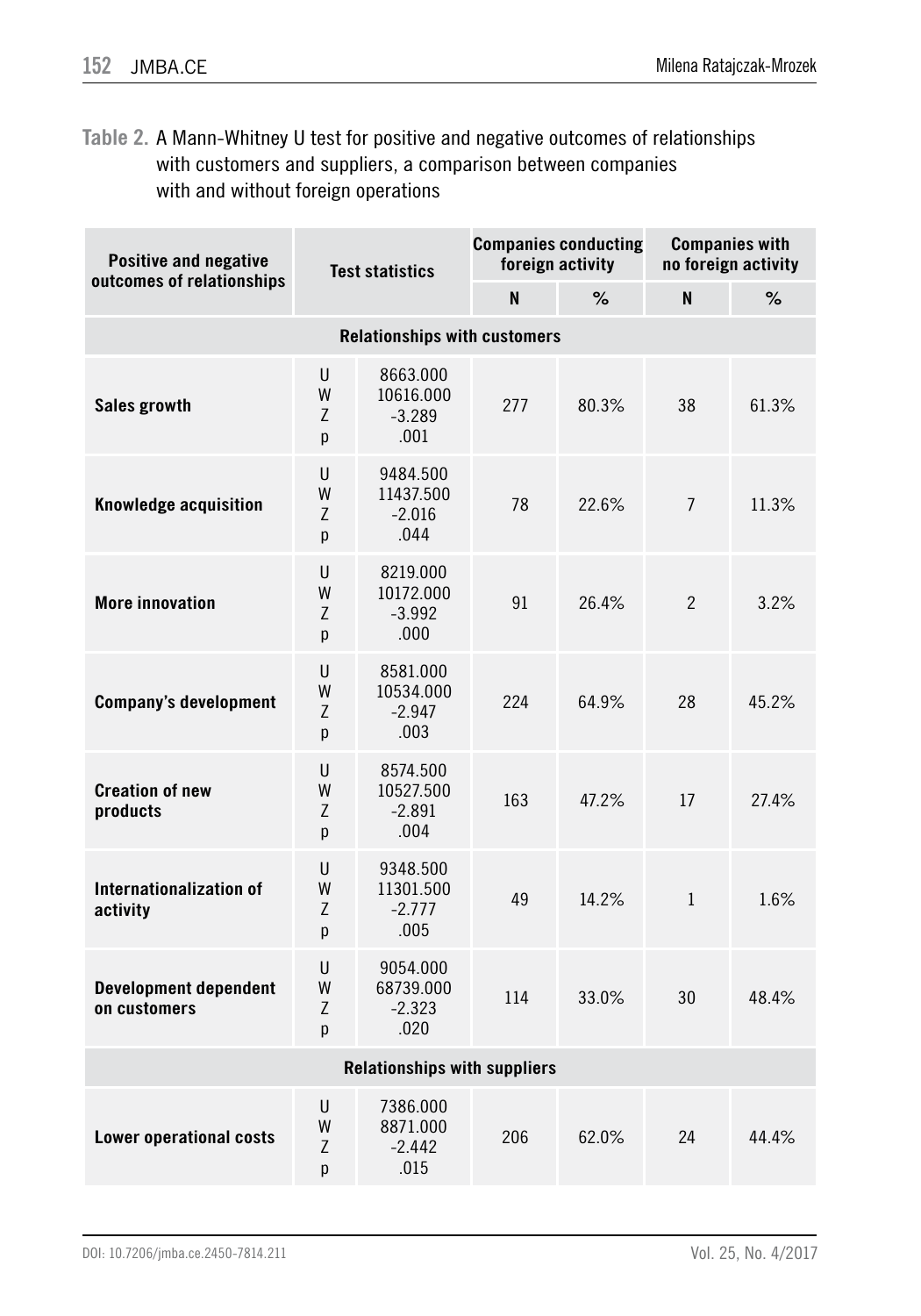**Table 2.** A Mann-Whitney U test for positive and negative outcomes of relationships with customers and suppliers, a comparison between companies with and without foreign operations

| Positive and negative outcomes of relationships | Test statistics | | Companies conducting foreign activity | | Companies with no foreign activity | |
|---|---|---|---|---|---|---|
| | | | N | % | N | % |
| **Relationships with customers** | | | | | | |
| **Sales growth** | U<br>W<br>Z<br>p | 8663.000<br>10616.000<br>-3.289<br>.001 | 277 | 80.3% | 38 | 61.3% |
| **Knowledge acquisition** | U<br>W<br>Z<br>p | 9484.500<br>11437.500<br>-2.016<br>.044 | 78 | 22.6% | 7 | 11.3% |
| **More innovation** | U<br>W<br>Z<br>p | 8219.000<br>10172.000<br>-3.992<br>.000 | 91 | 26.4% | 2 | 3.2% |
| **Company's development** | U<br>W<br>Z<br>p | 8581.000<br>10534.000<br>-2.947<br>.003 | 224 | 64.9% | 28 | 45.2% |
| **Creation of new products** | U<br>W<br>Z<br>p | 8574.500<br>10527.500<br>-2.891<br>.004 | 163 | 47.2% | 17 | 27.4% |
| **Internationalization of activity** | U<br>W<br>Z<br>p | 9348.500<br>11301.500<br>-2.777<br>.005 | 49 | 14.2% | 1 | 1.6% |
| **Development dependent on customers** | U<br>W<br>Z<br>p | 9054.000<br>68739.000<br>-2.323<br>.020 | 114 | 33.0% | 30 | 48.4% |
| **Relationships with suppliers** | | | | | | |
| **Lower operational costs** | U<br>W<br>Z<br>p | 7386.000<br>8871.000<br>-2.442<br>.015 | 206 | 62.0% | 24 | 44.4% |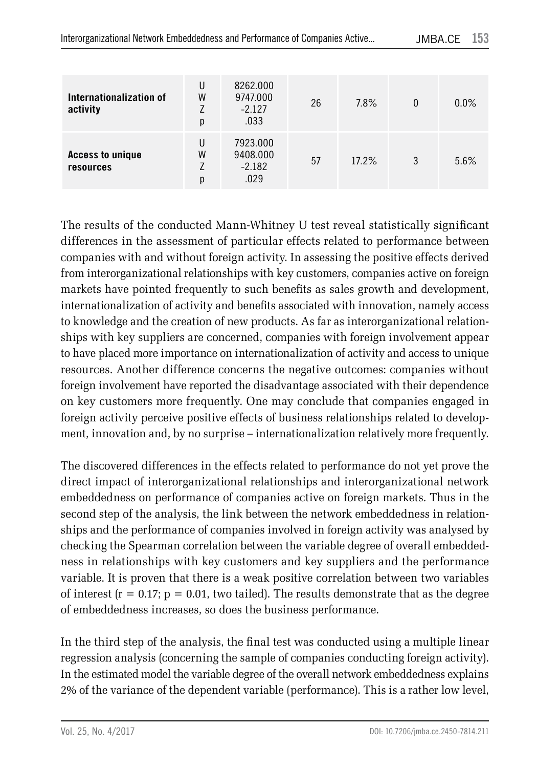| | | | | | | |
|---|---|---|---|---|---|---|
| **Internationalization of activity** | U<br>W<br>Z<br>p | 8262.000<br>9747.000<br>-2.127<br>.033 | 26 | 7.8% | 0 | 0.0% |
| **Access to unique resources** | U<br>W<br>Z<br>p | 7923.000<br>9408.000<br>-2.182<br>.029 | 57 | 17.2% | 3 | 5.6% |

The results of the conducted Mann-Whitney U test reveal statistically significant differences in the assessment of particular effects related to performance between companies with and without foreign activity. In assessing the positive effects derived from interorganizational relationships with key customers, companies active on foreign markets have pointed frequently to such benefits as sales growth and development, internationalization of activity and benefits associated with innovation, namely access to knowledge and the creation of new products. As far as interorganizational relationships with key suppliers are concerned, companies with foreign involvement appear to have placed more importance on internationalization of activity and access to unique resources. Another difference concerns the negative outcomes: companies without foreign involvement have reported the disadvantage associated with their dependence on key customers more frequently. One may conclude that companies engaged in foreign activity perceive positive effects of business relationships related to development, innovation and, by no surprise – internationalization relatively more frequently.

The discovered differences in the effects related to performance do not yet prove the direct impact of interorganizational relationships and interorganizational network embeddedness on performance of companies active on foreign markets. Thus in the second step of the analysis, the link between the network embeddedness in relationships and the performance of companies involved in foreign activity was analysed by checking the Spearman correlation between the variable degree of overall embeddedness in relationships with key customers and key suppliers and the performance variable. It is proven that there is a weak positive correlation between two variables of interest ($r = 0.17$; $p = 0.01$, two tailed). The results demonstrate that as the degree of embeddedness increases, so does the business performance.

In the third step of the analysis, the final test was conducted using a multiple linear regression analysis (concerning the sample of companies conducting foreign activity). In the estimated model the variable degree of the overall network embeddedness explains 2% of the variance of the dependent variable (performance). This is a rather low level,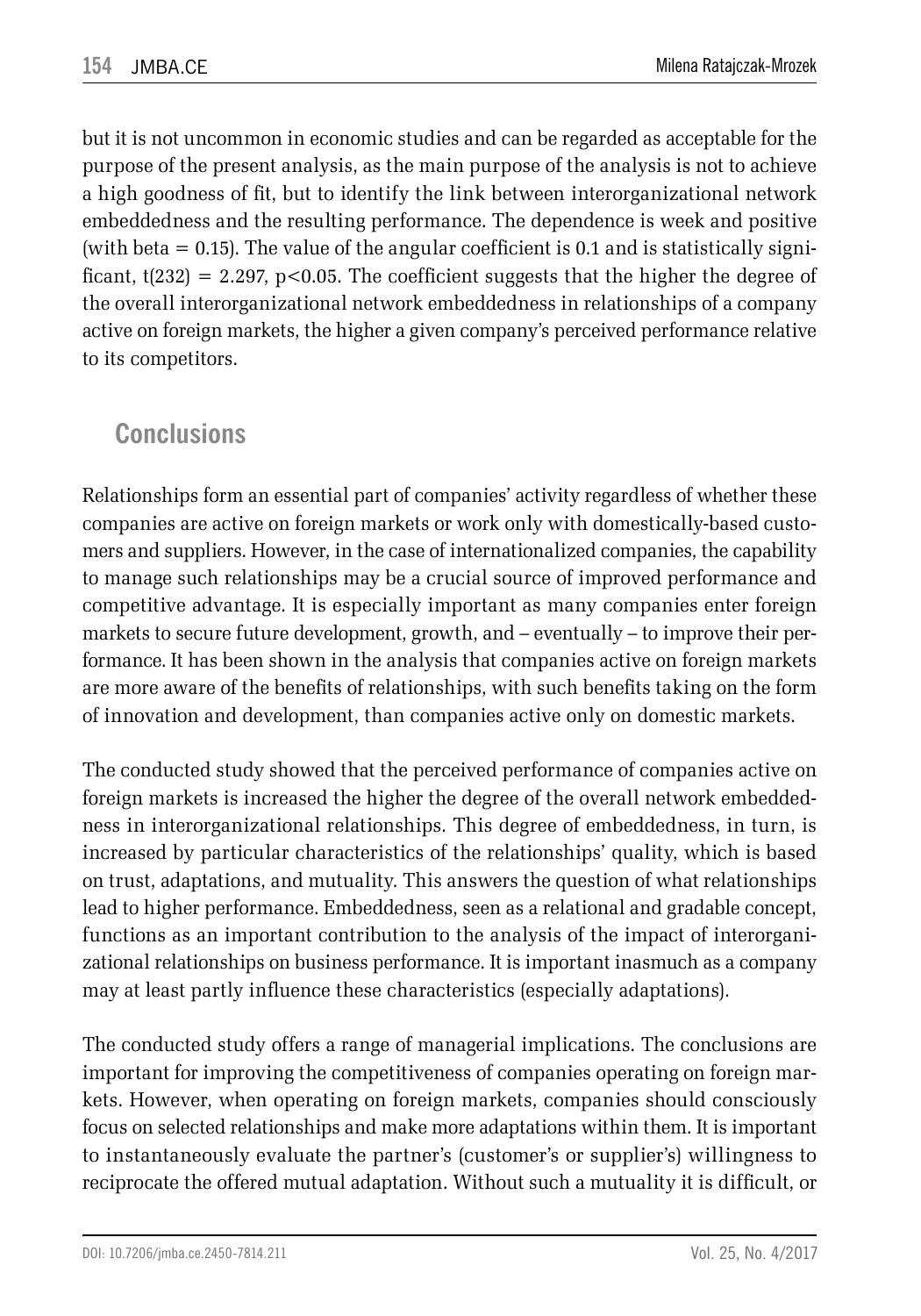but it is not uncommon in economic studies and can be regarded as acceptable for the purpose of the present analysis, as the main purpose of the analysis is not to achieve a high goodness of fit, but to identify the link between interorganizational network embeddedness and the resulting performance. The dependence is week and positive (with beta = 0.15). The value of the angular coefficient is 0.1 and is statistically significant, $t(232) = 2.297$, $p<0.05$. The coefficient suggests that the higher the degree of the overall interorganizational network embeddedness in relationships of a company active on foreign markets, the higher a given company's perceived performance relative to its competitors.

## Conclusions

Relationships form an essential part of companies' activity regardless of whether these companies are active on foreign markets or work only with domestically-based customers and suppliers. However, in the case of internationalized companies, the capability to manage such relationships may be a crucial source of improved performance and competitive advantage. It is especially important as many companies enter foreign markets to secure future development, growth, and – eventually – to improve their performance. It has been shown in the analysis that companies active on foreign markets are more aware of the benefits of relationships, with such benefits taking on the form of innovation and development, than companies active only on domestic markets.

The conducted study showed that the perceived performance of companies active on foreign markets is increased the higher the degree of the overall network embeddedness in interorganizational relationships. This degree of embeddedness, in turn, is increased by particular characteristics of the relationships' quality, which is based on trust, adaptations, and mutuality. This answers the question of what relationships lead to higher performance. Embeddedness, seen as a relational and gradable concept, functions as an important contribution to the analysis of the impact of interorganizational relationships on business performance. It is important inasmuch as a company may at least partly influence these characteristics (especially adaptations).

The conducted study offers a range of managerial implications. The conclusions are important for improving the competitiveness of companies operating on foreign markets. However, when operating on foreign markets, companies should consciously focus on selected relationships and make more adaptations within them. It is important to instantaneously evaluate the partner's (customer's or supplier's) willingness to reciprocate the offered mutual adaptation. Without such a mutuality it is difficult, or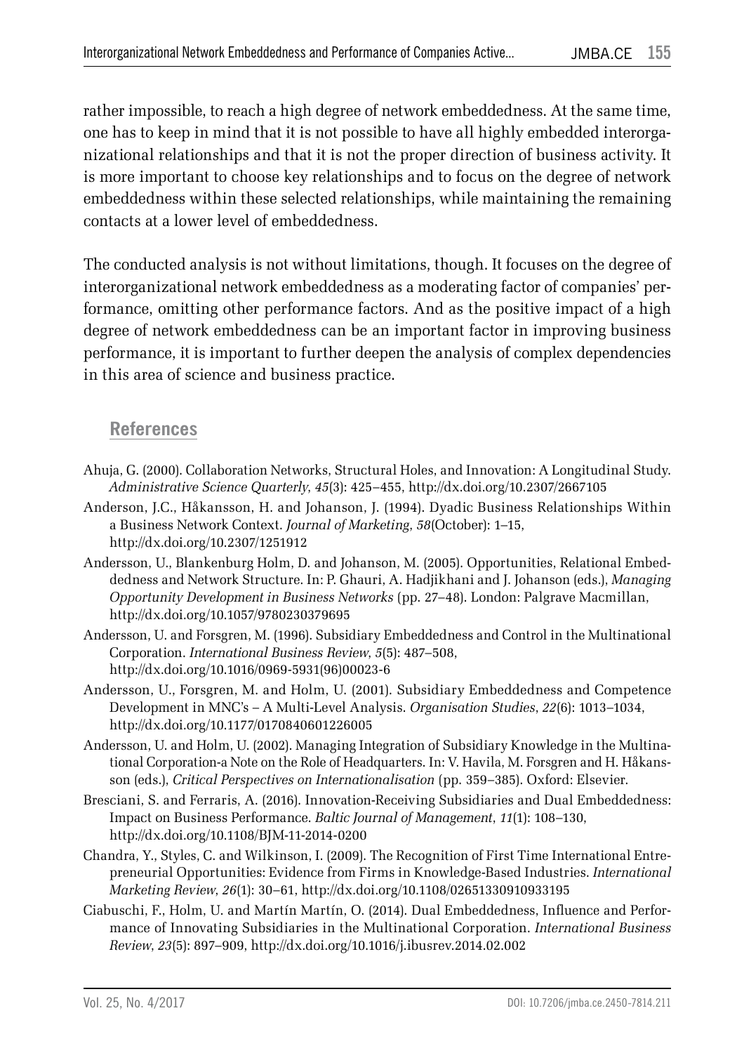rather impossible, to reach a high degree of network embeddedness. At the same time, one has to keep in mind that it is not possible to have all highly embedded interorganizational relationships and that it is not the proper direction of business activity. It is more important to choose key relationships and to focus on the degree of network embeddedness within these selected relationships, while maintaining the remaining contacts at a lower level of embeddedness.

The conducted analysis is not without limitations, though. It focuses on the degree of interorganizational network embeddedness as a moderating factor of companies' performance, omitting other performance factors. And as the positive impact of a high degree of network embeddedness can be an important factor in improving business performance, it is important to further deepen the analysis of complex dependencies in this area of science and business practice.

## References

Ahuja, G. (2000). Collaboration Networks, Structural Holes, and Innovation: A Longitudinal Study. *Administrative Science Quarterly*, *45*(3): 425–455, http://dx.doi.org/10.2307/2667105

Anderson, J.C., Håkansson, H. and Johanson, J. (1994). Dyadic Business Relationships Within a Business Network Context. *Journal of Marketing*, *58*(October): 1–15, http://dx.doi.org/10.2307/1251912

Andersson, U., Blankenburg Holm, D. and Johanson, M. (2005). Opportunities, Relational Embeddedness and Network Structure. In: P. Ghauri, A. Hadjikhani and J. Johanson (eds.), *Managing Opportunity Development in Business Networks* (pp. 27–48). London: Palgrave Macmillan, http://dx.doi.org/10.1057/9780230379695

Andersson, U. and Forsgren, M. (1996). Subsidiary Embeddedness and Control in the Multinational Corporation. *International Business Review*, *5*(5): 487–508, http://dx.doi.org/10.1016/0969-5931(96)00023-6

Andersson, U., Forsgren, M. and Holm, U. (2001). Subsidiary Embeddedness and Competence Development in MNC's – A Multi-Level Analysis. *Organisation Studies*, *22*(6): 1013–1034, http://dx.doi.org/10.1177/0170840601226005

Andersson, U. and Holm, U. (2002). Managing Integration of Subsidiary Knowledge in the Multinational Corporation-a Note on the Role of Headquarters. In: V. Havila, M. Forsgren and H. Håkansson (eds.), *Critical Perspectives on Internationalisation* (pp. 359–385). Oxford: Elsevier.

Bresciani, S. and Ferraris, A. (2016). Innovation-Receiving Subsidiaries and Dual Embeddedness: Impact on Business Performance. *Baltic Journal of Management*, *11*(1): 108–130, http://dx.doi.org/10.1108/BJM-11-2014-0200

Chandra, Y., Styles, C. and Wilkinson, I. (2009). The Recognition of First Time International Entrepreneurial Opportunities: Evidence from Firms in Knowledge-Based Industries. *International Marketing Review*, *26*(1): 30–61, http://dx.doi.org/10.1108/02651330910933195

Ciabuschi, F., Holm, U. and Martín Martín, O. (2014). Dual Embeddedness, Influence and Performance of Innovating Subsidiaries in the Multinational Corporation. *International Business Review*, *23*(5): 897–909, http://dx.doi.org/10.1016/j.ibusrev.2014.02.002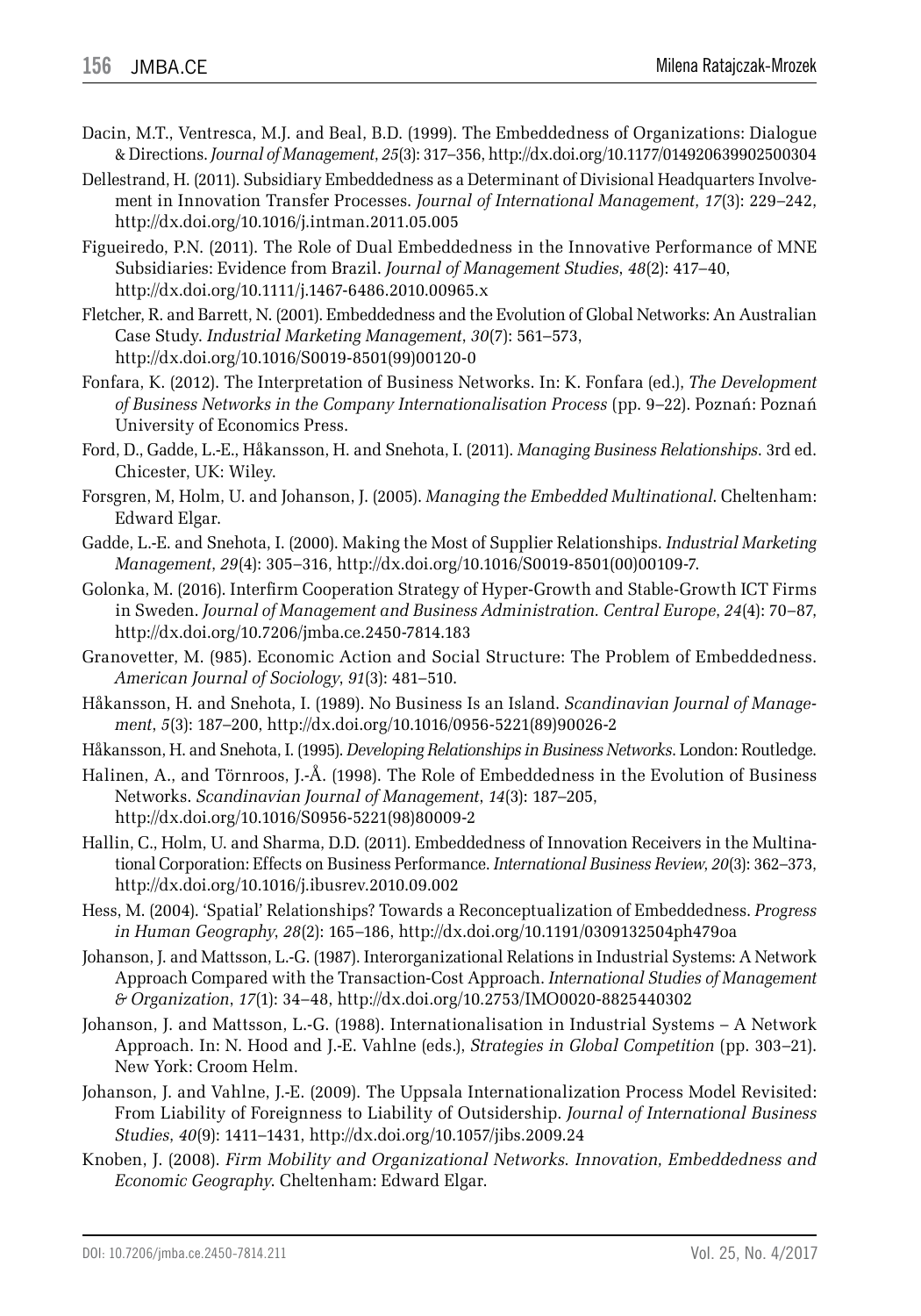Dacin, M.T., Ventresca, M.J. and Beal, B.D. (1999). The Embeddedness of Organizations: Dialogue & Directions. *Journal of Management*, *25*(3): 317–356, http://dx.doi.org/10.1177/014920639902500304

Dellestrand, H. (2011). Subsidiary Embeddedness as a Determinant of Divisional Headquarters Involvement in Innovation Transfer Processes. *Journal of International Management*, *17*(3): 229–242, http://dx.doi.org/10.1016/j.intman.2011.05.005

Figueiredo, P.N. (2011). The Role of Dual Embeddedness in the Innovative Performance of MNE Subsidiaries: Evidence from Brazil. *Journal of Management Studies*, *48*(2): 417–40, http://dx.doi.org/10.1111/j.1467-6486.2010.00965.x

Fletcher, R. and Barrett, N. (2001). Embeddedness and the Evolution of Global Networks: An Australian Case Study. *Industrial Marketing Management*, *30*(7): 561–573, http://dx.doi.org/10.1016/S0019-8501(99)00120-0

Fonfara, K. (2012). The Interpretation of Business Networks. In: K. Fonfara (ed.), *The Development of Business Networks in the Company Internationalisation Process* (pp. 9–22). Poznań: Poznań University of Economics Press.

Ford, D., Gadde, L.-E., Håkansson, H. and Snehota, I. (2011). *Managing Business Relationships*. 3rd ed. Chicester, UK: Wiley.

Forsgren, M, Holm, U. and Johanson, J. (2005). *Managing the Embedded Multinational*. Cheltenham: Edward Elgar.

Gadde, L.-E. and Snehota, I. (2000). Making the Most of Supplier Relationships. *Industrial Marketing Management*, *29*(4): 305–316, http://dx.doi.org/10.1016/S0019-8501(00)00109-7.

Golonka, M. (2016). Interfirm Cooperation Strategy of Hyper-Growth and Stable-Growth ICT Firms in Sweden. *Journal of Management and Business Administration. Central Europe*, *24*(4): 70–87, http://dx.doi.org/10.7206/jmba.ce.2450-7814.183

Granovetter, M. (985). Economic Action and Social Structure: The Problem of Embeddedness. *American Journal of Sociology*, *91*(3): 481–510.

Håkansson, H. and Snehota, I. (1989). No Business Is an Island. *Scandinavian Journal of Management*, *5*(3): 187–200, http://dx.doi.org/10.1016/0956-5221(89)90026-2

Håkansson, H. and Snehota, I. (1995). *Developing Relationships in Business Networks*. London: Routledge.

Halinen, A., and Törnroos, J.-Å. (1998). The Role of Embeddedness in the Evolution of Business Networks. *Scandinavian Journal of Management*, *14*(3): 187–205, http://dx.doi.org/10.1016/S0956-5221(98)80009-2

Hallin, C., Holm, U. and Sharma, D.D. (2011). Embeddedness of Innovation Receivers in the Multinational Corporation: Effects on Business Performance. *International Business Review*, *20*(3): 362–373, http://dx.doi.org/10.1016/j.ibusrev.2010.09.002

Hess, M. (2004). 'Spatial' Relationships? Towards a Reconceptualization of Embeddedness. *Progress in Human Geography*, *28*(2): 165–186, http://dx.doi.org/10.1191/0309132504ph479oa

Johanson, J. and Mattsson, L.-G. (1987). Interorganizational Relations in Industrial Systems: A Network Approach Compared with the Transaction-Cost Approach. *International Studies of Management & Organization*, *17*(1): 34–48, http://dx.doi.org/10.2753/IMO0020-8825440302

Johanson, J. and Mattsson, L.-G. (1988). Internationalisation in Industrial Systems – A Network Approach. In: N. Hood and J.-E. Vahlne (eds.), *Strategies in Global Competition* (pp. 303–21). New York: Croom Helm.

Johanson, J. and Vahlne, J.-E. (2009). The Uppsala Internationalization Process Model Revisited: From Liability of Foreignness to Liability of Outsidership. *Journal of International Business Studies*, *40*(9): 1411–1431, http://dx.doi.org/10.1057/jibs.2009.24

Knoben, J. (2008). *Firm Mobility and Organizational Networks. Innovation, Embeddedness and Economic Geography*. Cheltenham: Edward Elgar.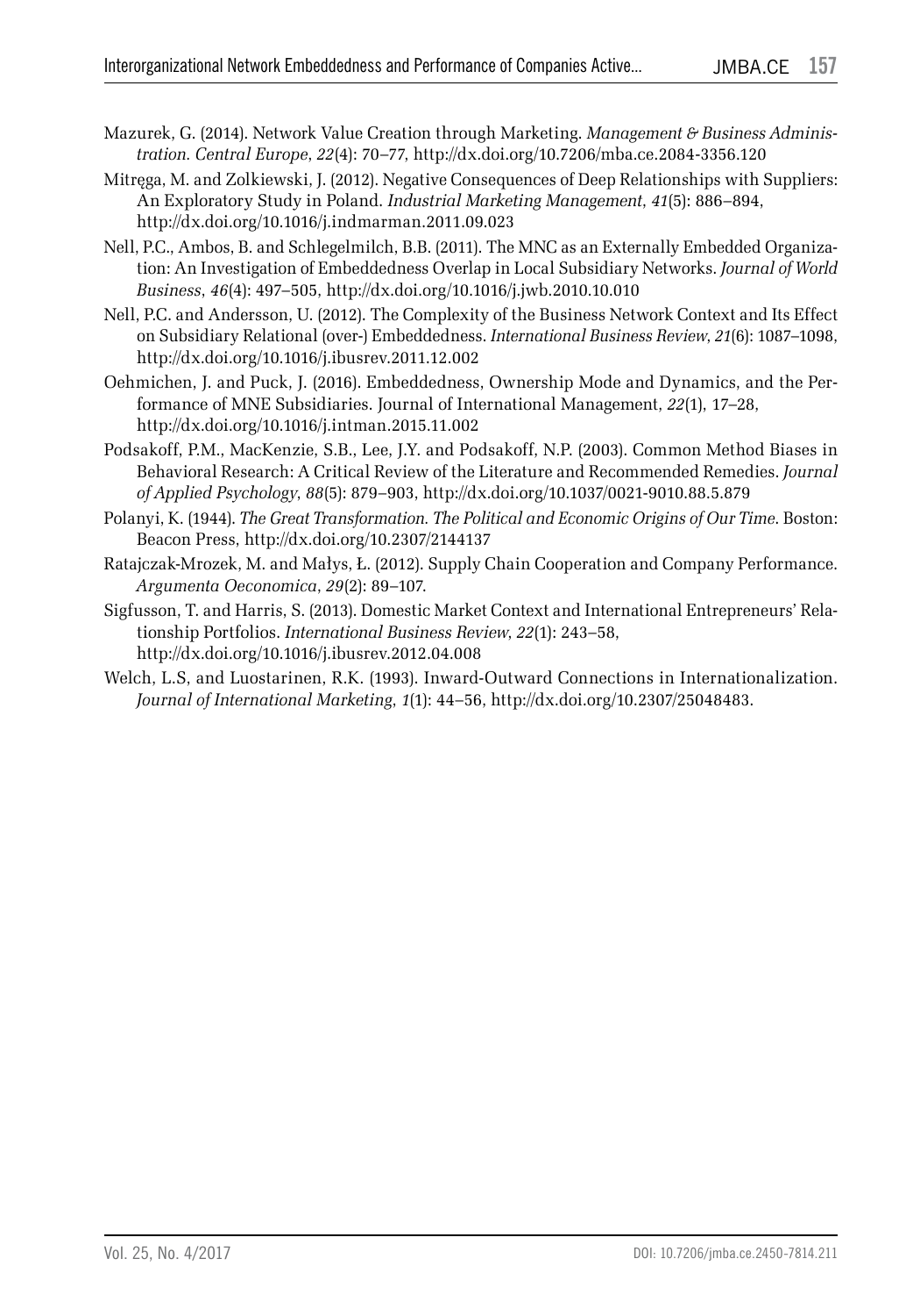Mazurek, G. (2014). Network Value Creation through Marketing. *Management & Business Administration. Central Europe*, *22*(4): 70–77, http://dx.doi.org/10.7206/mba.ce.2084-3356.120

Mitręga, M. and Zolkiewski, J. (2012). Negative Consequences of Deep Relationships with Suppliers: An Exploratory Study in Poland. *Industrial Marketing Management*, *41*(5): 886–894, http://dx.doi.org/10.1016/j.indmarman.2011.09.023

Nell, P.C., Ambos, B. and Schlegelmilch, B.B. (2011). The MNC as an Externally Embedded Organization: An Investigation of Embeddedness Overlap in Local Subsidiary Networks. *Journal of World Business*, *46*(4): 497–505, http://dx.doi.org/10.1016/j.jwb.2010.10.010

Nell, P.C. and Andersson, U. (2012). The Complexity of the Business Network Context and Its Effect on Subsidiary Relational (over-) Embeddedness. *International Business Review*, *21*(6): 1087–1098, http://dx.doi.org/10.1016/j.ibusrev.2011.12.002

Oehmichen, J. and Puck, J. (2016). Embeddedness, Ownership Mode and Dynamics, and the Performance of MNE Subsidiaries. Journal of International Management, *22*(1), 17–28, http://dx.doi.org/10.1016/j.intman.2015.11.002

Podsakoff, P.M., MacKenzie, S.B., Lee, J.Y. and Podsakoff, N.P. (2003). Common Method Biases in Behavioral Research: A Critical Review of the Literature and Recommended Remedies. *Journal of Applied Psychology*, *88*(5): 879–903, http://dx.doi.org/10.1037/0021-9010.88.5.879

Polanyi, K. (1944). *The Great Transformation. The Political and Economic Origins of Our Time*. Boston: Beacon Press, http://dx.doi.org/10.2307/2144137

Ratajczak-Mrozek, M. and Małys, Ł. (2012). Supply Chain Cooperation and Company Performance. *Argumenta Oeconomica*, *29*(2): 89–107.

Sigfusson, T. and Harris, S. (2013). Domestic Market Context and International Entrepreneurs' Relationship Portfolios. *International Business Review*, *22*(1): 243–58, http://dx.doi.org/10.1016/j.ibusrev.2012.04.008

Welch, L.S, and Luostarinen, R.K. (1993). Inward-Outward Connections in Internationalization. *Journal of International Marketing*, *1*(1): 44–56, http://dx.doi.org/10.2307/25048483.